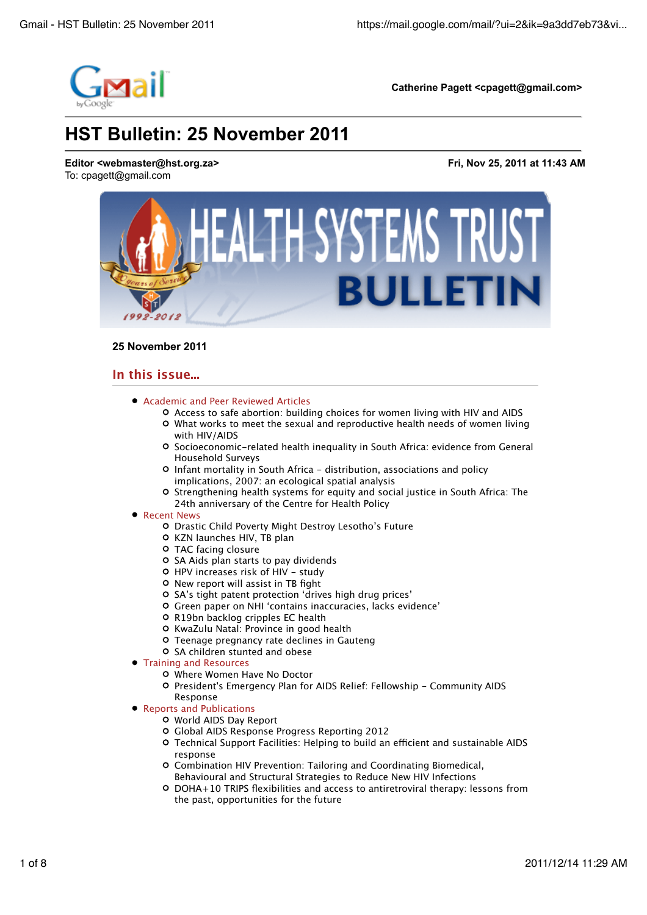Catherine Pagett <cpagett@gmail.com>

# HST Bulletin: 25 November 2011

**Editor <webmaster@hst.org.za>** — **Fri, Nov 25, 2011 at 11:43 AM**
To: cpagett@gmail.com

**25 November 2011**

## In this issue...

- Academic and Peer Reviewed Articles
  - Access to safe abortion: building choices for women living with HIV and AIDS
  - What works to meet the sexual and reproductive health needs of women living with HIV/AIDS
  - Socioeconomic-related health inequality in South Africa: evidence from General Household Surveys
  - Infant mortality in South Africa – distribution, associations and policy implications, 2007: an ecological spatial analysis
  - Strengthening health systems for equity and social justice in South Africa: The 24th anniversary of the Centre for Health Policy
- Recent News
  - Drastic Child Poverty Might Destroy Lesotho's Future
  - KZN launches HIV, TB plan
  - TAC facing closure
  - SA Aids plan starts to pay dividends
  - HPV increases risk of HIV – study
  - New report will assist in TB fight
  - SA's tight patent protection 'drives high drug prices'
  - Green paper on NHI 'contains inaccuracies, lacks evidence'
  - R19bn backlog cripples EC health
  - KwaZulu Natal: Province in good health
  - Teenage pregnancy rate declines in Gauteng
  - SA children stunted and obese
- Training and Resources
  - Where Women Have No Doctor
  - President's Emergency Plan for AIDS Relief: Fellowship – Community AIDS Response
- Reports and Publications
  - World AIDS Day Report
  - Global AIDS Response Progress Reporting 2012
  - Technical Support Facilities: Helping to build an efficient and sustainable AIDS response
  - Combination HIV Prevention: Tailoring and Coordinating Biomedical, Behavioural and Structural Strategies to Reduce New HIV Infections
  - DOHA+10 TRIPS flexibilities and access to antiretroviral therapy: lessons from the past, opportunities for the future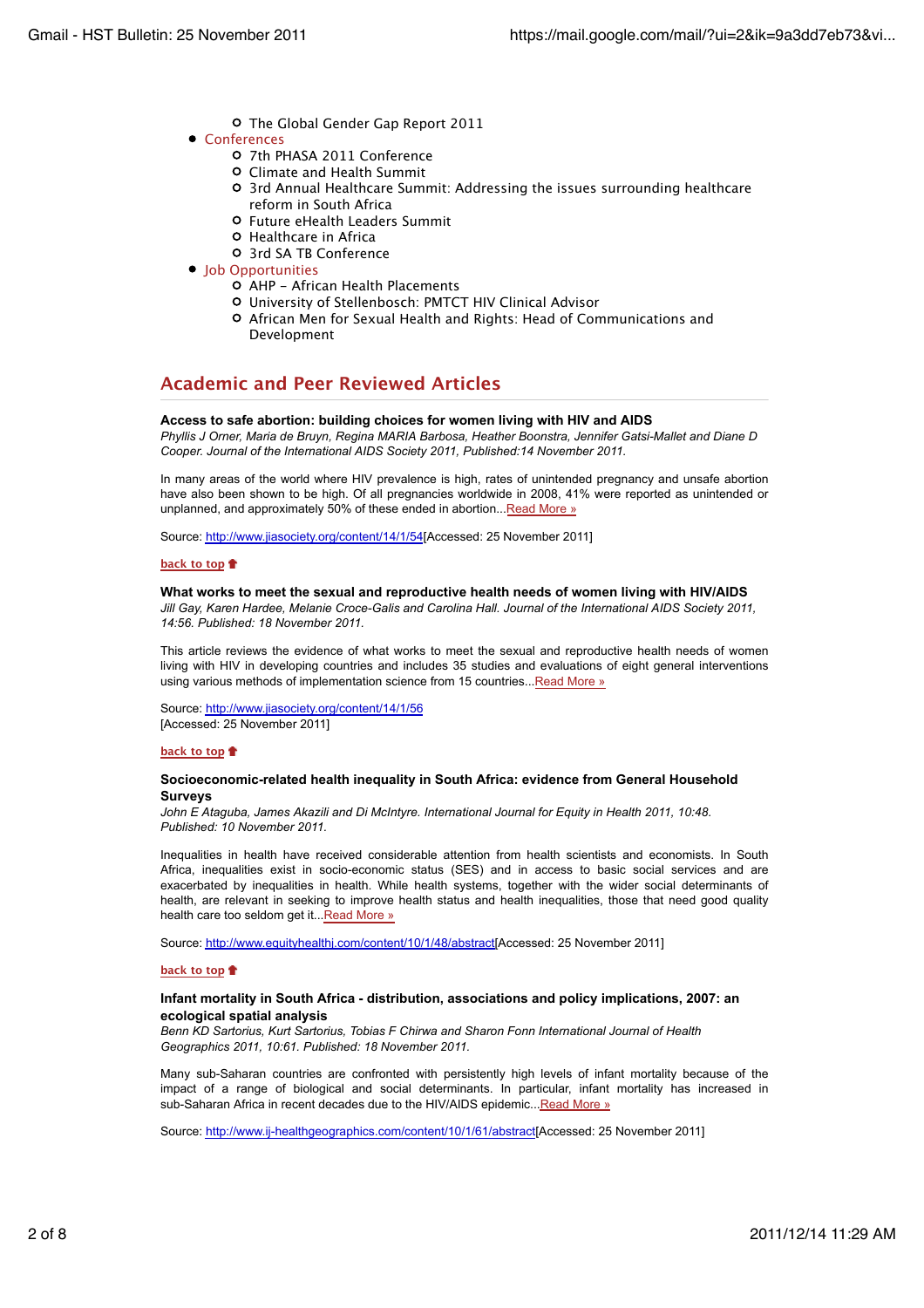- The Global Gender Gap Report 2011
- Conferences
   - 7th PHASA 2011 Conference
   - Climate and Health Summit
   - 3rd Annual Healthcare Summit: Addressing the issues surrounding healthcare reform in South Africa
   - Future eHealth Leaders Summit
   - Healthcare in Africa
   - 3rd SA TB Conference
- Job Opportunities
   - AHP – African Health Placements
   - University of Stellenbosch: PMTCT HIV Clinical Advisor
   - African Men for Sexual Health and Rights: Head of Communications and Development

## Academic and Peer Reviewed Articles

**Access to safe abortion: building choices for women living with HIV and AIDS**
*Phyllis J Orner, Maria de Bruyn, Regina MARIA Barbosa, Heather Boonstra, Jennifer Gatsi-Mallet and Diane D Cooper. Journal of the International AIDS Society 2011, Published:14 November 2011.*

In many areas of the world where HIV prevalence is high, rates of unintended pregnancy and unsafe abortion have also been shown to be high. Of all pregnancies worldwide in 2008, 41% were reported as unintended or unplanned, and approximately 50% of these ended in abortion...Read More »

Source: http://www.jiasociety.org/content/14/1/54[Accessed: 25 November 2011]

back to top

**What works to meet the sexual and reproductive health needs of women living with HIV/AIDS**
*Jill Gay, Karen Hardee, Melanie Croce-Galis and Carolina Hall. Journal of the International AIDS Society 2011, 14:56. Published: 18 November 2011.*

This article reviews the evidence of what works to meet the sexual and reproductive health needs of women living with HIV in developing countries and includes 35 studies and evaluations of eight general interventions using various methods of implementation science from 15 countries...Read More »

Source: http://www.jiasociety.org/content/14/1/56
[Accessed: 25 November 2011]

back to top

**Socioeconomic-related health inequality in South Africa: evidence from General Household Surveys**
*John E Ataguba, James Akazili and Di McIntyre. International Journal for Equity in Health 2011, 10:48. Published: 10 November 2011.*

Inequalities in health have received considerable attention from health scientists and economists. In South Africa, inequalities exist in socio-economic status (SES) and in access to basic social services and are exacerbated by inequalities in health. While health systems, together with the wider social determinants of health, are relevant in seeking to improve health status and health inequalities, those that need good quality health care too seldom get it...Read More »

Source: http://www.equityhealthj.com/content/10/1/48/abstract[Accessed: 25 November 2011]

back to top

**Infant mortality in South Africa - distribution, associations and policy implications, 2007: an ecological spatial analysis**
*Benn KD Sartorius, Kurt Sartorius, Tobias F Chirwa and Sharon Fonn International Journal of Health Geographics 2011, 10:61. Published: 18 November 2011.*

Many sub-Saharan countries are confronted with persistently high levels of infant mortality because of the impact of a range of biological and social determinants. In particular, infant mortality has increased in sub-Saharan Africa in recent decades due to the HIV/AIDS epidemic...Read More »

Source: http://www.ij-healthgeographics.com/content/10/1/61/abstract[Accessed: 25 November 2011]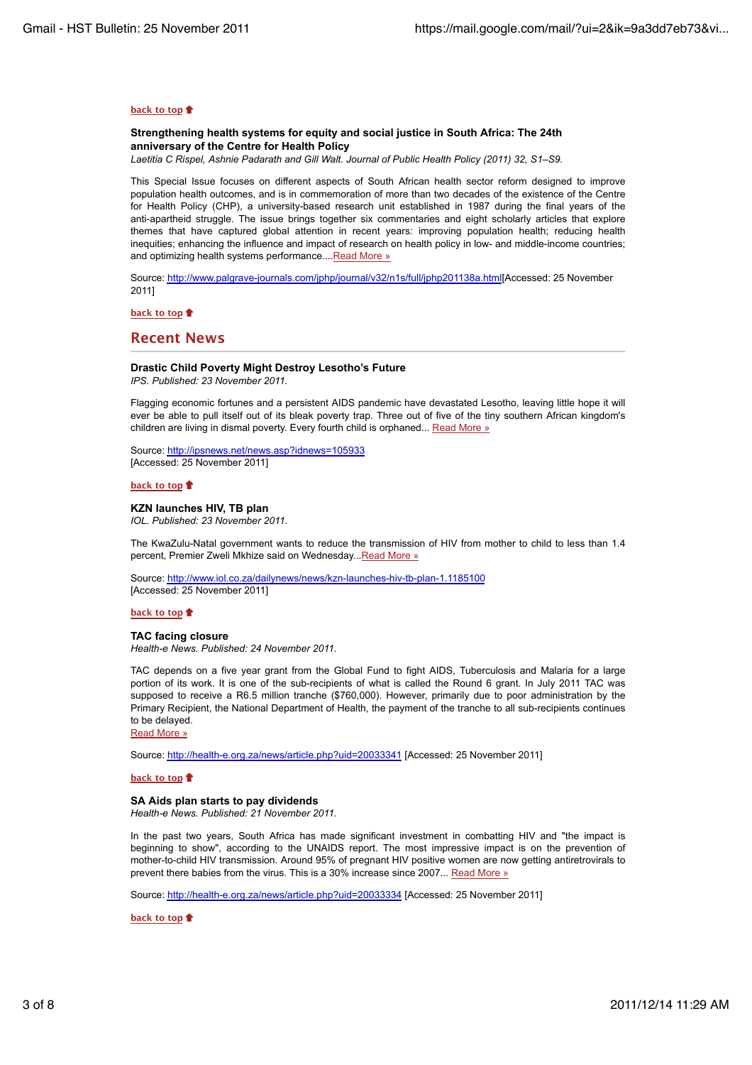[back to top](#)

### Strengthening health systems for equity and social justice in South Africa: The 24th anniversary of the Centre for Health Policy

*Laetitia C Rispel, Ashnie Padarath and Gill Walt. Journal of Public Health Policy (2011) 32, S1–S9.*

This Special Issue focuses on different aspects of South African health sector reform designed to improve population health outcomes, and is in commemoration of more than two decades of the existence of the Centre for Health Policy (CHP), a university-based research unit established in 1987 during the final years of the anti-apartheid struggle. The issue brings together six commentaries and eight scholarly articles that explore themes that have captured global attention in recent years: improving population health; reducing health inequities; enhancing the influence and impact of research on health policy in low- and middle-income countries; and optimizing health systems performance....Read More »

Source: http://www.palgrave-journals.com/jphp/journal/v32/n1s/full/jphp201138a.html[Accessed: 25 November 2011]

[back to top](#)

## Recent News

### Drastic Child Poverty Might Destroy Lesotho's Future

*IPS. Published: 23 November 2011.*

Flagging economic fortunes and a persistent AIDS pandemic have devastated Lesotho, leaving little hope it will ever be able to pull itself out of its bleak poverty trap. Three out of five of the tiny southern African kingdom's children are living in dismal poverty. Every fourth child is orphaned... Read More »

Source: http://ipsnews.net/news.asp?idnews=105933
[Accessed: 25 November 2011]

[back to top](#)

### KZN launches HIV, TB plan

*IOL. Published: 23 November 2011.*

The KwaZulu-Natal government wants to reduce the transmission of HIV from mother to child to less than 1.4 percent, Premier Zweli Mkhize said on Wednesday...Read More »

Source: http://www.iol.co.za/dailynews/news/kzn-launches-hiv-tb-plan-1.1185100
[Accessed: 25 November 2011]

[back to top](#)

### TAC facing closure

*Health-e News. Published: 24 November 2011.*

TAC depends on a five year grant from the Global Fund to fight AIDS, Tuberculosis and Malaria for a large portion of its work. It is one of the sub-recipients of what is called the Round 6 grant. In July 2011 TAC was supposed to receive a R6.5 million tranche ($760,000). However, primarily due to poor administration by the Primary Recipient, the National Department of Health, the payment of the tranche to all sub-recipients continues to be delayed.
Read More »

Source: http://health-e.org.za/news/article.php?uid=20033341 [Accessed: 25 November 2011]

[back to top](#)

### SA Aids plan starts to pay dividends

*Health-e News. Published: 21 November 2011.*

In the past two years, South Africa has made significant investment in combatting HIV and "the impact is beginning to show", according to the UNAIDS report. The most impressive impact is on the prevention of mother-to-child HIV transmission. Around 95% of pregnant HIV positive women are now getting antiretrovirals to prevent there babies from the virus. This is a 30% increase since 2007... Read More »

Source: http://health-e.org.za/news/article.php?uid=20033334 [Accessed: 25 November 2011]

[back to top](#)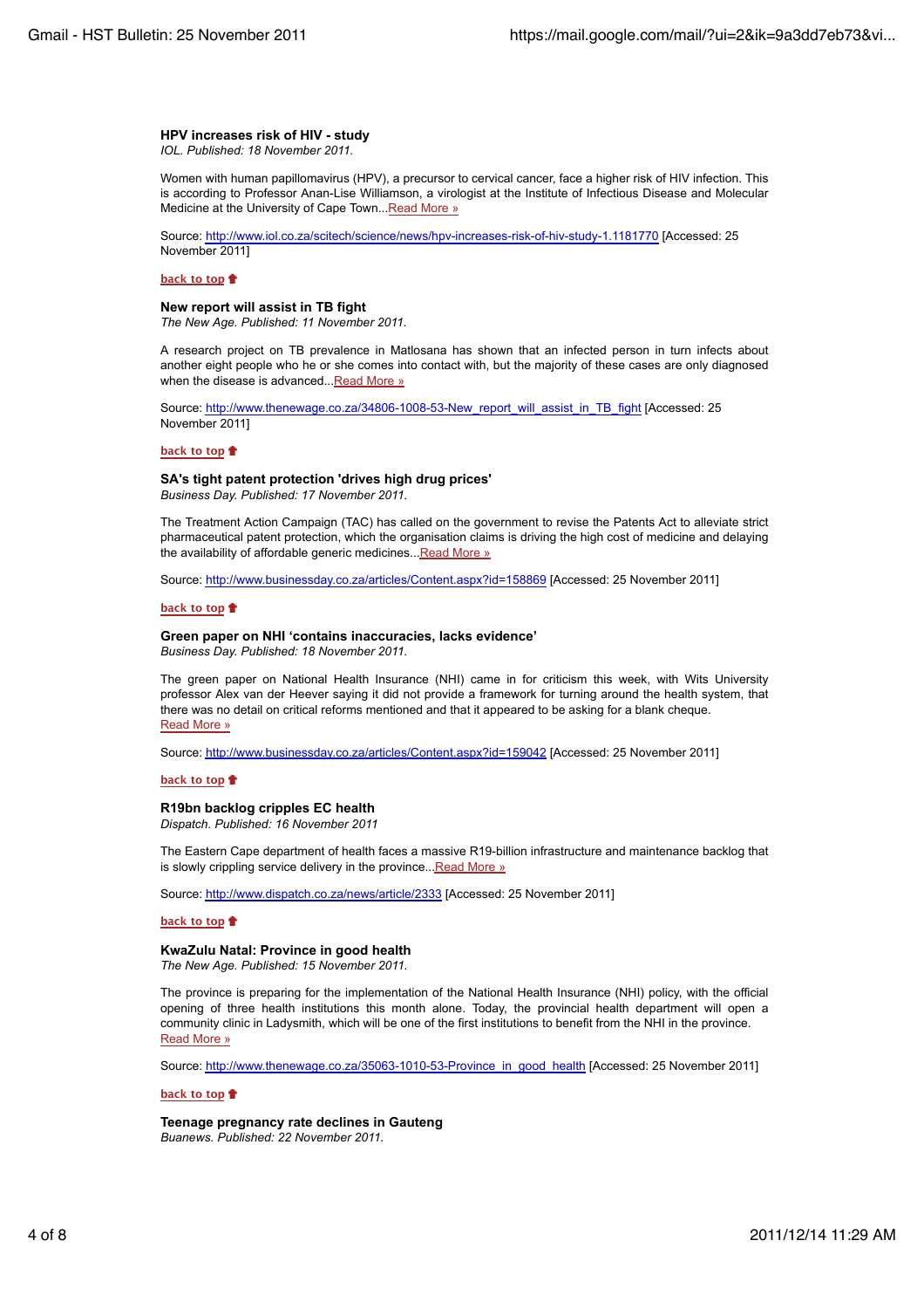**HPV increases risk of HIV - study**
*IOL. Published: 18 November 2011.*

Women with human papillomavirus (HPV), a precursor to cervical cancer, face a higher risk of HIV infection. This is according to Professor Anan-Lise Williamson, a virologist at the Institute of Infectious Disease and Molecular Medicine at the University of Cape Town...Read More »

Source: http://www.iol.co.za/scitech/science/news/hpv-increases-risk-of-hiv-study-1.1181770 [Accessed: 25 November 2011]

back to top

**New report will assist in TB fight**
*The New Age. Published: 11 November 2011.*

A research project on TB prevalence in Matlosana has shown that an infected person in turn infects about another eight people who he or she comes into contact with, but the majority of these cases are only diagnosed when the disease is advanced...Read More »

Source: http://www.thenewage.co.za/34806-1008-53-New_report_will_assist_in_TB_fight [Accessed: 25 November 2011]

back to top

**SA's tight patent protection 'drives high drug prices'**
*Business Day. Published: 17 November 2011.*

The Treatment Action Campaign (TAC) has called on the government to revise the Patents Act to alleviate strict pharmaceutical patent protection, which the organisation claims is driving the high cost of medicine and delaying the availability of affordable generic medicines...Read More »

Source: http://www.businessday.co.za/articles/Content.aspx?id=158869 [Accessed: 25 November 2011]

back to top

**Green paper on NHI 'contains inaccuracies, lacks evidence'**
*Business Day. Published: 18 November 2011.*

The green paper on National Health Insurance (NHI) came in for criticism this week, with Wits University professor Alex van der Heever saying it did not provide a framework for turning around the health system, that there was no detail on critical reforms mentioned and that it appeared to be asking for a blank cheque.
Read More »

Source: http://www.businessday.co.za/articles/Content.aspx?id=159042 [Accessed: 25 November 2011]

back to top

**R19bn backlog cripples EC health**
*Dispatch. Published: 16 November 2011*

The Eastern Cape department of health faces a massive R19-billion infrastructure and maintenance backlog that is slowly crippling service delivery in the province...Read More »

Source: http://www.dispatch.co.za/news/article/2333 [Accessed: 25 November 2011]

back to top

**KwaZulu Natal: Province in good health**
*The New Age. Published: 15 November 2011.*

The province is preparing for the implementation of the National Health Insurance (NHI) policy, with the official opening of three health institutions this month alone. Today, the provincial health department will open a community clinic in Ladysmith, which will be one of the first institutions to benefit from the NHI in the province.
Read More »

Source: http://www.thenewage.co.za/35063-1010-53-Province_in_good_health [Accessed: 25 November 2011]

back to top

**Teenage pregnancy rate declines in Gauteng**
*Buanews. Published: 22 November 2011.*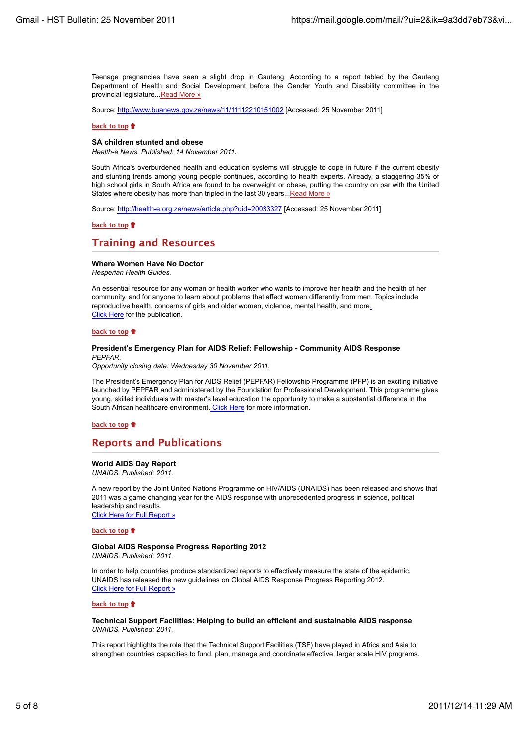Teenage pregnancies have seen a slight drop in Gauteng. According to a report tabled by the Gauteng Department of Health and Social Development before the Gender Youth and Disability committee in the provincial legislature...Read More »

Source: http://www.buanews.gov.za/news/11/11112210151002 [Accessed: 25 November 2011]

back to top

**SA children stunted and obese**
*Health-e News. Published: 14 November 2011*.

South Africa's overburdened health and education systems will struggle to cope in future if the current obesity and stunting trends among young people continues, according to health experts. Already, a staggering 35% of high school girls in South Africa are found to be overweight or obese, putting the country on par with the United States where obesity has more than tripled in the last 30 years...Read More »

Source: http://health-e.org.za/news/article.php?uid=20033327 [Accessed: 25 November 2011]

back to top

## Training and Resources

**Where Women Have No Doctor**
*Hesperian Health Guides.*

An essential resource for any woman or health worker who wants to improve her health and the health of her community, and for anyone to learn about problems that affect women differently from men. Topics include reproductive health, concerns of girls and older women, violence, mental health, and more.
Click Here for the publication.

back to top

**President's Emergency Plan for AIDS Relief: Fellowship - Community AIDS Response**
*PEPFAR.*
*Opportunity closing date: Wednesday 30 November 2011.*

The President's Emergency Plan for AIDS Relief (PEPFAR) Fellowship Programme (PFP) is an exciting initiative launched by PEPFAR and administered by the Foundation for Professional Development. This programme gives young, skilled individuals with master's level education the opportunity to make a substantial difference in the South African healthcare environment. Click Here for more information.

back to top

## Reports and Publications

**World AIDS Day Report**
*UNAIDS. Published: 2011.*

A new report by the Joint United Nations Programme on HIV/AIDS (UNAIDS) has been released and shows that 2011 was a game changing year for the AIDS response with unprecedented progress in science, political leadership and results.
Click Here for Full Report »

back to top

**Global AIDS Response Progress Reporting 2012**
*UNAIDS. Published: 2011.*

In order to help countries produce standardized reports to effectively measure the state of the epidemic, UNAIDS has released the new guidelines on Global AIDS Response Progress Reporting 2012.
Click Here for Full Report »

back to top

**Technical Support Facilities: Helping to build an efficient and sustainable AIDS response**
*UNAIDS. Published: 2011.*

This report highlights the role that the Technical Support Facilities (TSF) have played in Africa and Asia to strengthen countries capacities to fund, plan, manage and coordinate effective, larger scale HIV programs.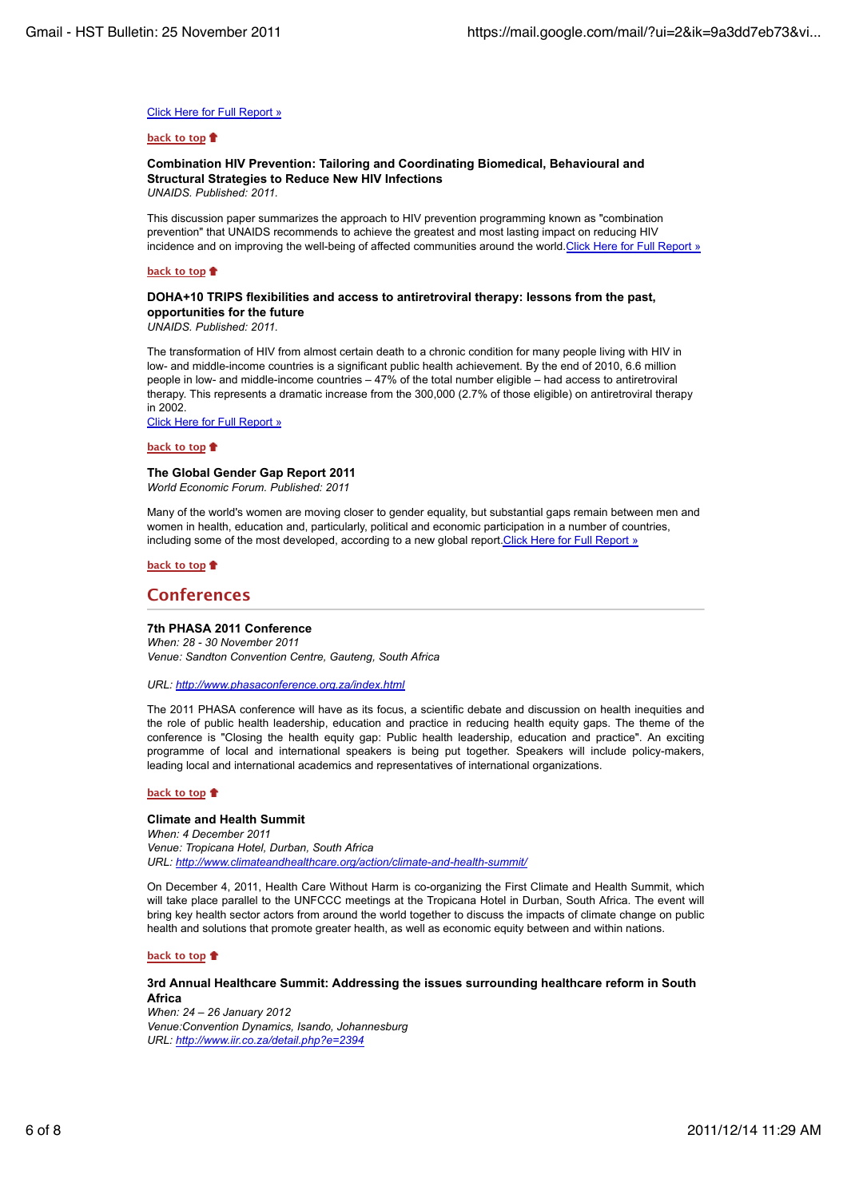Click Here for Full Report »

back to top

**Combination HIV Prevention: Tailoring and Coordinating Biomedical, Behavioural and Structural Strategies to Reduce New HIV Infections**
*UNAIDS. Published: 2011.*

This discussion paper summarizes the approach to HIV prevention programming known as "combination prevention" that UNAIDS recommends to achieve the greatest and most lasting impact on reducing HIV incidence and on improving the well-being of affected communities around the world. Click Here for Full Report »

back to top

**DOHA+10 TRIPS flexibilities and access to antiretroviral therapy: lessons from the past, opportunities for the future**
*UNAIDS. Published: 2011.*

The transformation of HIV from almost certain death to a chronic condition for many people living with HIV in low- and middle-income countries is a significant public health achievement. By the end of 2010, 6.6 million people in low- and middle-income countries – 47% of the total number eligible – had access to antiretroviral therapy. This represents a dramatic increase from the 300,000 (2.7% of those eligible) on antiretroviral therapy in 2002.
Click Here for Full Report »

back to top

**The Global Gender Gap Report 2011**
*World Economic Forum. Published: 2011*

Many of the world's women are moving closer to gender equality, but substantial gaps remain between men and women in health, education and, particularly, political and economic participation in a number of countries, including some of the most developed, according to a new global report. Click Here for Full Report »

back to top

## Conferences

**7th PHASA 2011 Conference**
*When: 28 - 30 November 2011*
*Venue: Sandton Convention Centre, Gauteng, South Africa*

*URL: http://www.phasaconference.org.za/index.html*

The 2011 PHASA conference will have as its focus, a scientific debate and discussion on health inequities and the role of public health leadership, education and practice in reducing health equity gaps. The theme of the conference is "Closing the health equity gap: Public health leadership, education and practice". An exciting programme of local and international speakers is being put together. Speakers will include policy-makers, leading local and international academics and representatives of international organizations.

back to top

**Climate and Health Summit**
*When: 4 December 2011*
*Venue: Tropicana Hotel, Durban, South Africa*
*URL: http://www.climateandhealthcare.org/action/climate-and-health-summit/*

On December 4, 2011, Health Care Without Harm is co-organizing the First Climate and Health Summit, which will take place parallel to the UNFCCC meetings at the Tropicana Hotel in Durban, South Africa. The event will bring key health sector actors from around the world together to discuss the impacts of climate change on public health and solutions that promote greater health, as well as economic equity between and within nations.

back to top

**3rd Annual Healthcare Summit: Addressing the issues surrounding healthcare reform in South Africa**
*When: 24 – 26 January 2012*
*Venue:Convention Dynamics, Isando, Johannesburg*
*URL: http://www.iir.co.za/detail.php?e=2394*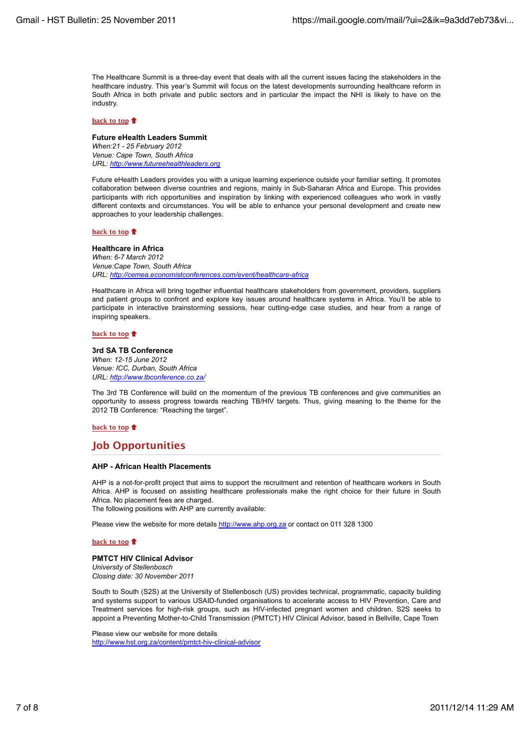The Healthcare Summit is a three-day event that deals with all the current issues facing the stakeholders in the healthcare industry. This year's Summit will focus on the latest developments surrounding healthcare reform in South Africa in both private and public sectors and in particular the impact the NHI is likely to have on the industry.

[back to top](#)

**Future eHealth Leaders Summit**
*When:21 - 25 February 2012*
*Venue: Cape Town, South Africa*
*URL: [http://www.futureehealthleaders.org](http://www.futureehealthleaders.org)*

Future eHealth Leaders provides you with a unique learning experience outside your familiar setting. It promotes collaboration between diverse countries and regions, mainly in Sub-Saharan Africa and Europe. This provides participants with rich opportunities and inspiration by linking with experienced colleagues who work in vastly different contexts and circumstances. You will be able to enhance your personal development and create new approaches to your leadership challenges.

[back to top](#)

**Healthcare in Africa**
*When: 6-7 March 2012*
*Venue:Cape Town, South Africa*
*URL: [http://cemea.economistconferences.com/event/healthcare-africa](http://cemea.economistconferences.com/event/healthcare-africa)*

Healthcare in Africa will bring together influential healthcare stakeholders from government, providers, suppliers and patient groups to confront and explore key issues around healthcare systems in Africa. You'll be able to participate in interactive brainstorming sessions, hear cutting-edge case studies, and hear from a range of inspiring speakers.

[back to top](#)

**3rd SA TB Conference**
*When: 12-15 June 2012*
*Venue: ICC, Durban, South Africa*
*URL: [http://www.tbconference.co.za/](http://www.tbconference.co.za/)*

The 3rd TB Conference will build on the momentum of the previous TB conferences and give communities an opportunity to assess progress towards reaching TB/HIV targets. Thus, giving meaning to the theme for the 2012 TB Conference: "Reaching the target".

[back to top](#)

## Job Opportunities

**AHP - African Health Placements**

AHP is a not-for-profit project that aims to support the recruitment and retention of healthcare workers in South Africa. AHP is focused on assisting healthcare professionals make the right choice for their future in South Africa. No placement fees are charged.
The following positions with AHP are currently available:

Please view the website for more details [http://www.ahp.org.za](http://www.ahp.org.za) or contact on 011 328 1300

[back to top](#)

**PMTCT HIV Clinical Advisor**
*University of Stellenbosch*
*Closing date: 30 November 2011*

South to South (S2S) at the University of Stellenbosch (US) provides technical, programmatic, capacity building and systems support to various USAID-funded organisations to accelerate access to HIV Prevention, Care and Treatment services for high-risk groups, such as HIV-infected pregnant women and children. S2S seeks to appoint a Preventing Mother-to-Child Transmission (PMTCT) HIV Clinical Advisor, based in Bellville, Cape Town

Please view our website for more details
[http://www.hst.org.za/content/pmtct-hiv-clinical-advisor](http://www.hst.org.za/content/pmtct-hiv-clinical-advisor)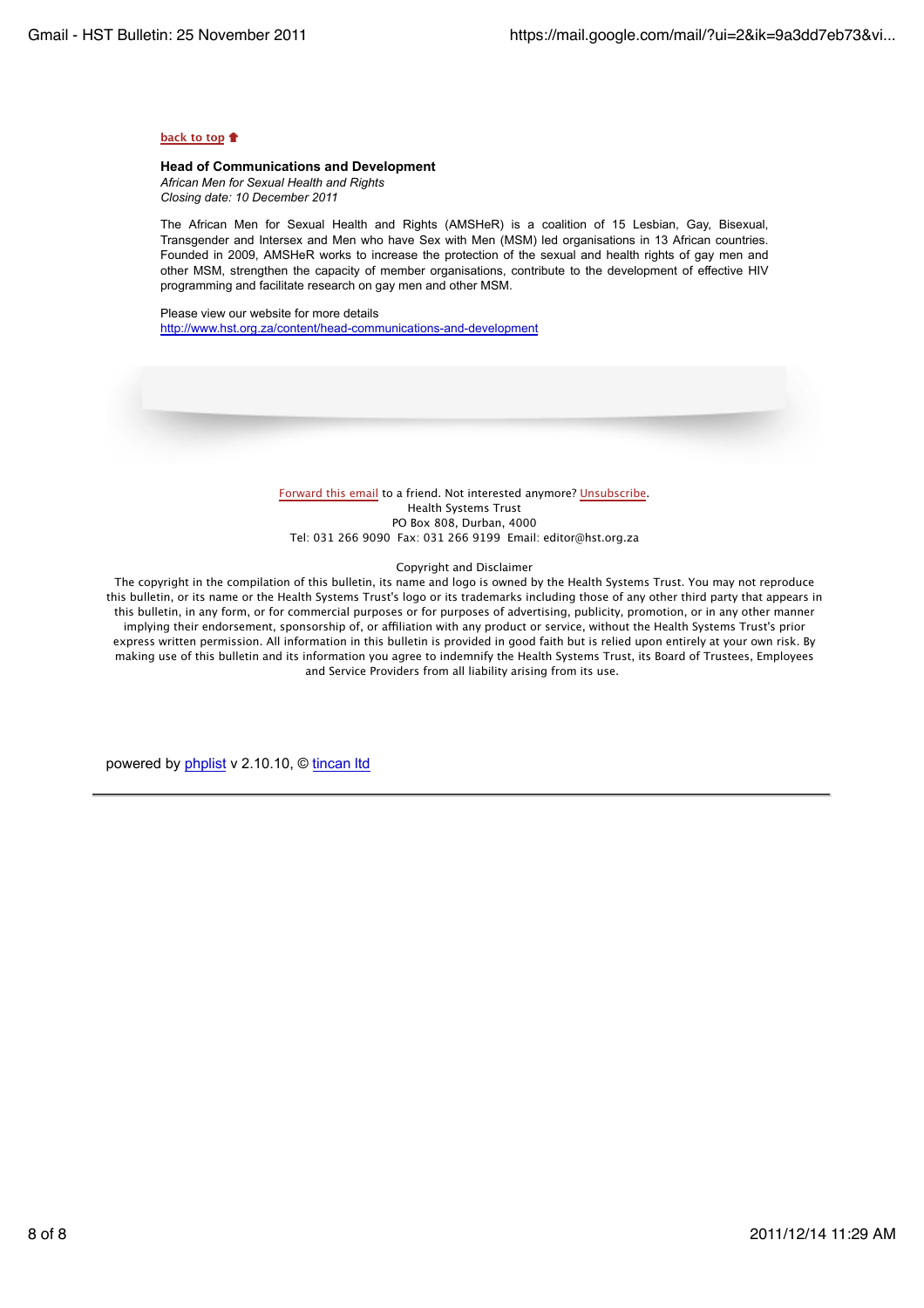back to top

### Head of Communications and Development

*African Men for Sexual Health and Rights*
*Closing date: 10 December 2011*

The African Men for Sexual Health and Rights (AMSHeR) is a coalition of 15 Lesbian, Gay, Bisexual, Transgender and Intersex and Men who have Sex with Men (MSM) led organisations in 13 African countries. Founded in 2009, AMSHeR works to increase the protection of the sexual and health rights of gay men and other MSM, strengthen the capacity of member organisations, contribute to the development of effective HIV programming and facilitate research on gay men and other MSM.

Please view our website for more details
http://www.hst.org.za/content/head-communications-and-development

Forward this email to a friend. Not interested anymore? Unsubscribe.
Health Systems Trust
PO Box 808, Durban, 4000
Tel: 031 266 9090 Fax: 031 266 9199 Email: editor@hst.org.za

Copyright and Disclaimer
The copyright in the compilation of this bulletin, its name and logo is owned by the Health Systems Trust. You may not reproduce this bulletin, or its name or the Health Systems Trust's logo or its trademarks including those of any other third party that appears in this bulletin, in any form, or for commercial purposes or for purposes of advertising, publicity, promotion, or in any other manner implying their endorsement, sponsorship of, or affiliation with any product or service, without the Health Systems Trust's prior express written permission. All information in this bulletin is provided in good faith but is relied upon entirely at your own risk. By making use of this bulletin and its information you agree to indemnify the Health Systems Trust, its Board of Trustees, Employees and Service Providers from all liability arising from its use.

powered by phplist v 2.10.10, © tincan ltd